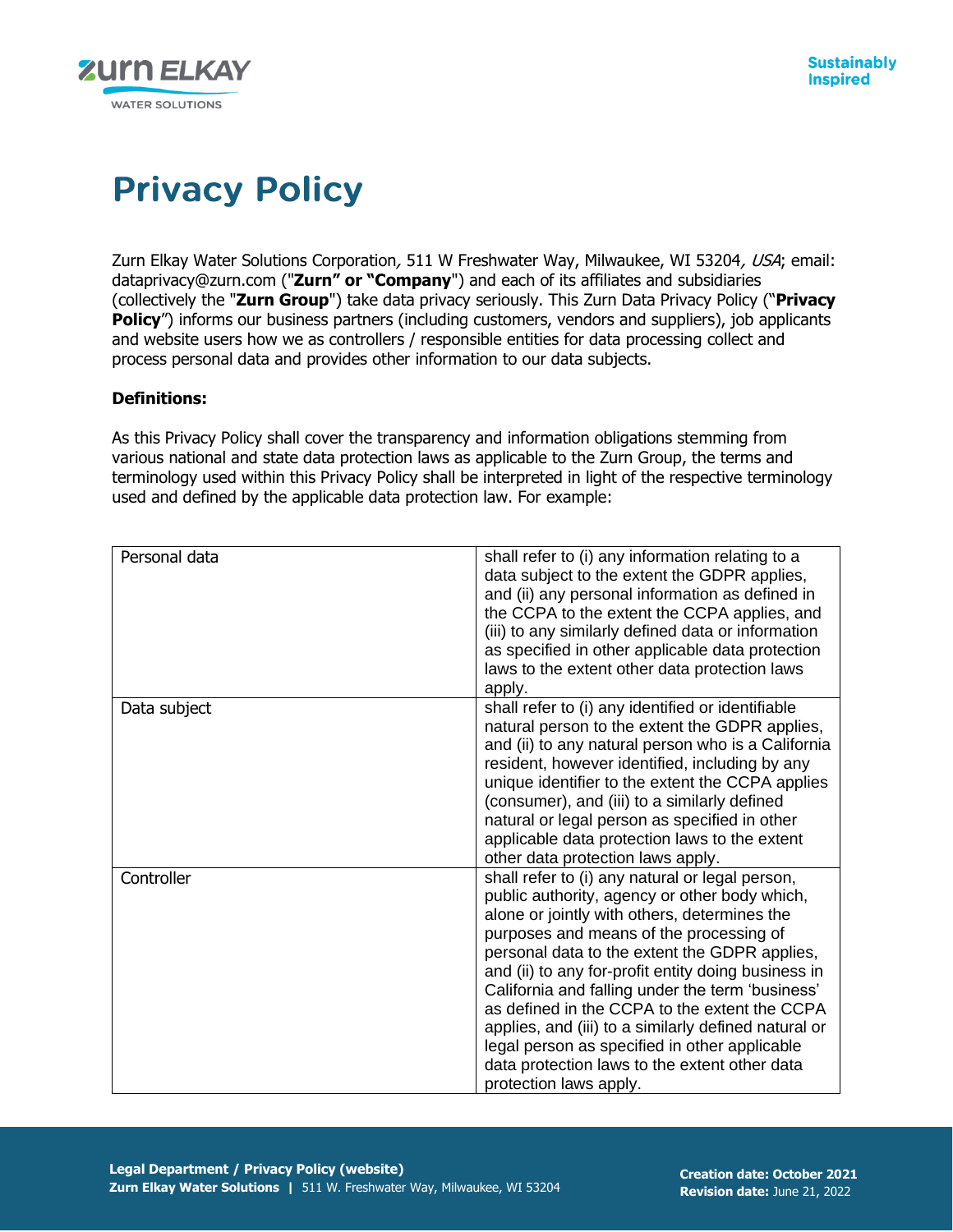# Privacy Policy

Zurn Elkay Water Solutions Corporation*,* 511 W Freshwater Way, Milwaukee, WI 53204*, USA*; email: dataprivacy@zurn.com ("**Zurn" or "Company**") and each of its affiliates and subsidiaries (collectively the "**Zurn Group**") take data privacy seriously. This Zurn Data Privacy Policy ("**Privacy Policy**") informs our business partners (including customers, vendors and suppliers), job applicants and website users how we as controllers / responsible entities for data processing collect and process personal data and provides other information to our data subjects.

**Definitions:**

As this Privacy Policy shall cover the transparency and information obligations stemming from various national and state data protection laws as applicable to the Zurn Group, the terms and terminology used within this Privacy Policy shall be interpreted in light of the respective terminology used and defined by the applicable data protection law. For example:

| | |
|---|---|
| Personal data | shall refer to (i) any information relating to a data subject to the extent the GDPR applies, and (ii) any personal information as defined in the CCPA to the extent the CCPA applies, and (iii) to any similarly defined data or information as specified in other applicable data protection laws to the extent other data protection laws apply. |
| Data subject | shall refer to (i) any identified or identifiable natural person to the extent the GDPR applies, and (ii) to any natural person who is a California resident, however identified, including by any unique identifier to the extent the CCPA applies (consumer), and (iii) to a similarly defined natural or legal person as specified in other applicable data protection laws to the extent other data protection laws apply. |
| Controller | shall refer to (i) any natural or legal person, public authority, agency or other body which, alone or jointly with others, determines the purposes and means of the processing of personal data to the extent the GDPR applies, and (ii) to any for-profit entity doing business in California and falling under the term 'business' as defined in the CCPA to the extent the CCPA applies, and (iii) to a similarly defined natural or legal person as specified in other applicable data protection laws to the extent other data protection laws apply. |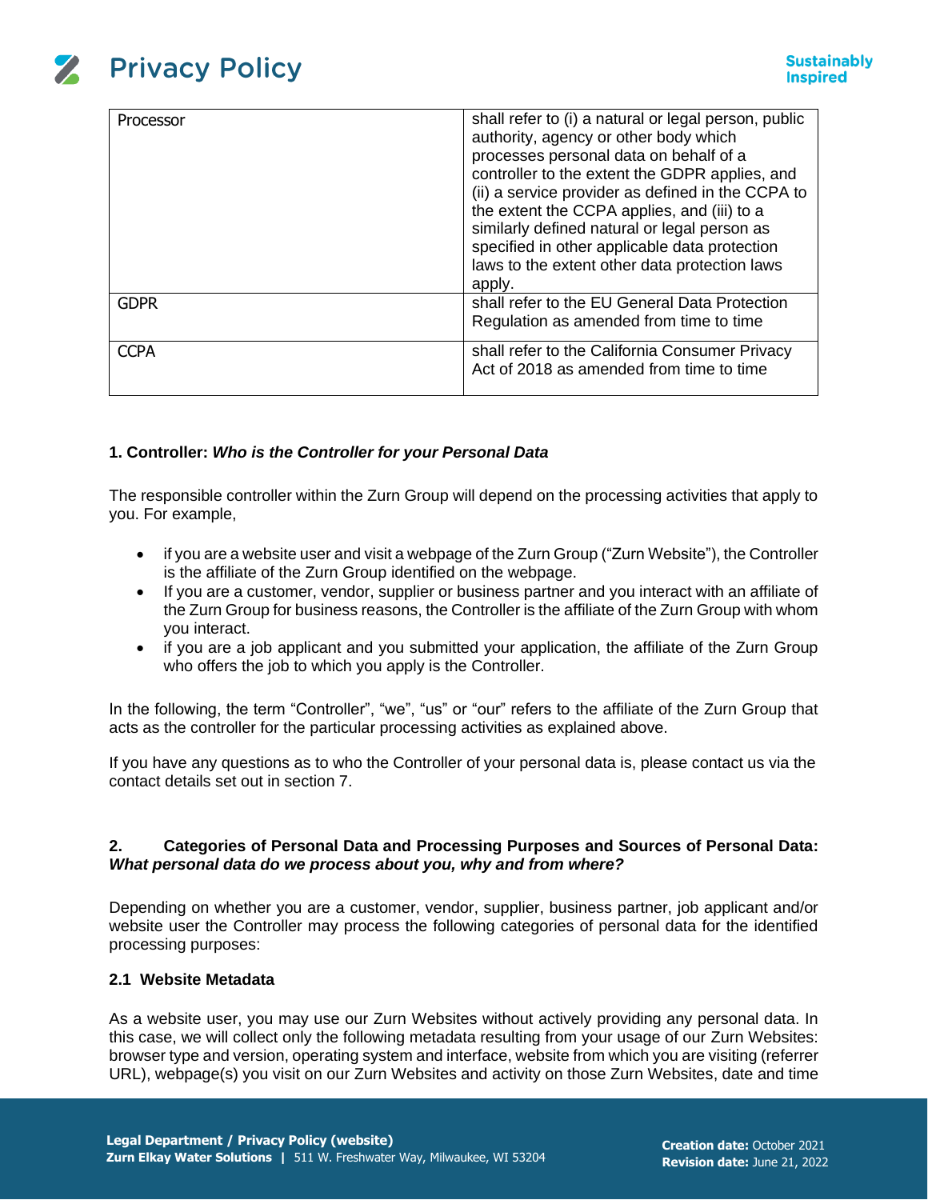| Processor | shall refer to (i) a natural or legal person, public authority, agency or other body which processes personal data on behalf of a controller to the extent the GDPR applies, and (ii) a service provider as defined in the CCPA to the extent the CCPA applies, and (iii) to a similarly defined natural or legal person as specified in other applicable data protection laws to the extent other data protection laws apply. |
|---|---|
| GDPR | shall refer to the EU General Data Protection Regulation as amended from time to time |
| CCPA | shall refer to the California Consumer Privacy Act of 2018 as amended from time to time |

## 1. Controller: *Who is the Controller for your Personal Data*

The responsible controller within the Zurn Group will depend on the processing activities that apply to you. For example,

- if you are a website user and visit a webpage of the Zurn Group ("Zurn Website"), the Controller is the affiliate of the Zurn Group identified on the webpage.
- If you are a customer, vendor, supplier or business partner and you interact with an affiliate of the Zurn Group for business reasons, the Controller is the affiliate of the Zurn Group with whom you interact.
- if you are a job applicant and you submitted your application, the affiliate of the Zurn Group who offers the job to which you apply is the Controller.

In the following, the term "Controller", "we", "us" or "our" refers to the affiliate of the Zurn Group that acts as the controller for the particular processing activities as explained above.

If you have any questions as to who the Controller of your personal data is, please contact us via the contact details set out in section 7.

## 2. Categories of Personal Data and Processing Purposes and Sources of Personal Data: *What personal data do we process about you, why and from where?*

Depending on whether you are a customer, vendor, supplier, business partner, job applicant and/or website user the Controller may process the following categories of personal data for the identified processing purposes:

### 2.1 Website Metadata

As a website user, you may use our Zurn Websites without actively providing any personal data. In this case, we will collect only the following metadata resulting from your usage of our Zurn Websites: browser type and version, operating system and interface, website from which you are visiting (referrer URL), webpage(s) you visit on our Zurn Websites and activity on those Zurn Websites, date and time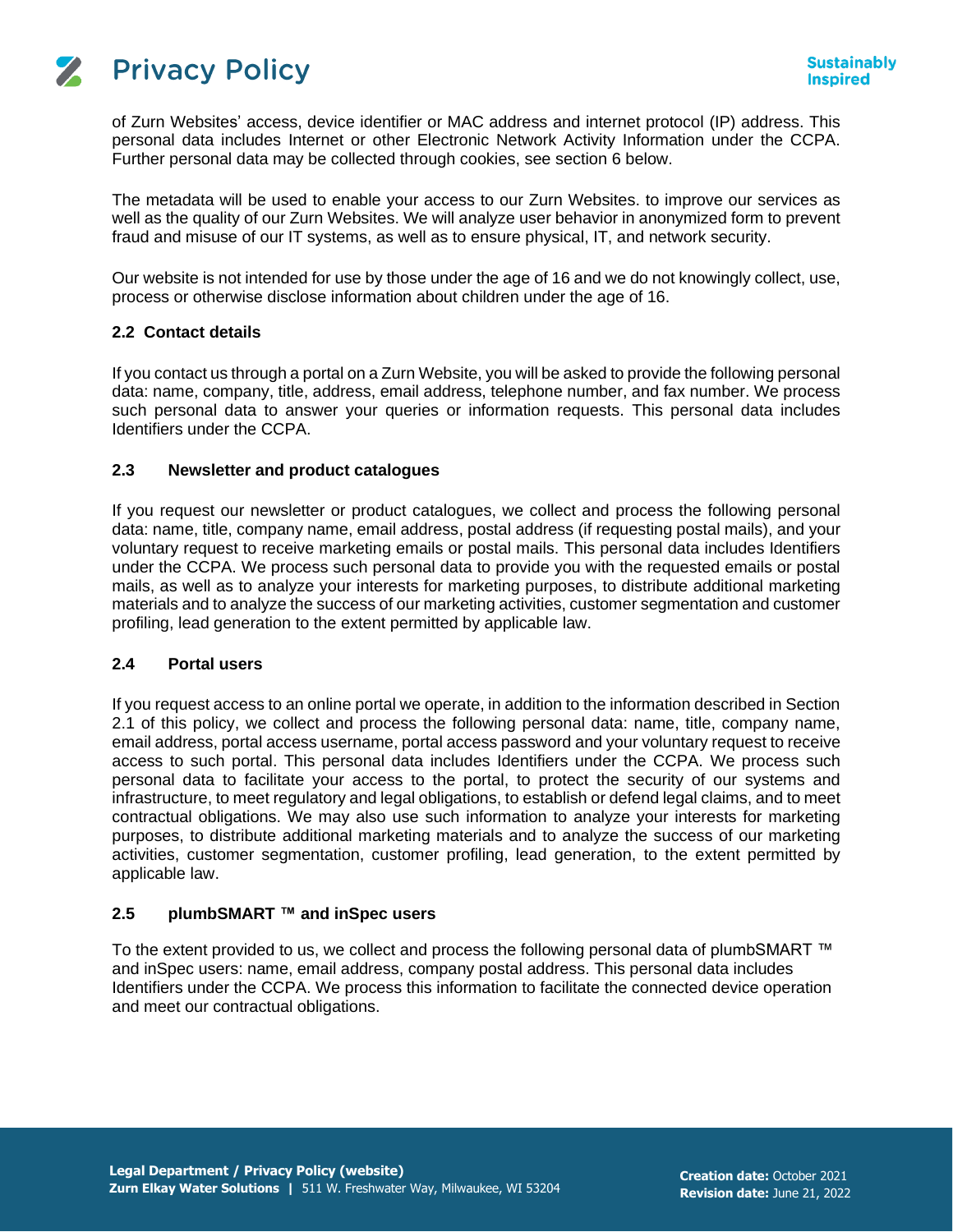of Zurn Websites' access, device identifier or MAC address and internet protocol (IP) address. This personal data includes Internet or other Electronic Network Activity Information under the CCPA. Further personal data may be collected through cookies, see section 6 below.

The metadata will be used to enable your access to our Zurn Websites. to improve our services as well as the quality of our Zurn Websites. We will analyze user behavior in anonymized form to prevent fraud and misuse of our IT systems, as well as to ensure physical, IT, and network security.

Our website is not intended for use by those under the age of 16 and we do not knowingly collect, use, process or otherwise disclose information about children under the age of 16.

### 2.2 Contact details

If you contact us through a portal on a Zurn Website, you will be asked to provide the following personal data: name, company, title, address, email address, telephone number, and fax number. We process such personal data to answer your queries or information requests. This personal data includes Identifiers under the CCPA.

### 2.3 Newsletter and product catalogues

If you request our newsletter or product catalogues, we collect and process the following personal data: name, title, company name, email address, postal address (if requesting postal mails), and your voluntary request to receive marketing emails or postal mails. This personal data includes Identifiers under the CCPA. We process such personal data to provide you with the requested emails or postal mails, as well as to analyze your interests for marketing purposes, to distribute additional marketing materials and to analyze the success of our marketing activities, customer segmentation and customer profiling, lead generation to the extent permitted by applicable law.

### 2.4 Portal users

If you request access to an online portal we operate, in addition to the information described in Section 2.1 of this policy, we collect and process the following personal data: name, title, company name, email address, portal access username, portal access password and your voluntary request to receive access to such portal. This personal data includes Identifiers under the CCPA. We process such personal data to facilitate your access to the portal, to protect the security of our systems and infrastructure, to meet regulatory and legal obligations, to establish or defend legal claims, and to meet contractual obligations. We may also use such information to analyze your interests for marketing purposes, to distribute additional marketing materials and to analyze the success of our marketing activities, customer segmentation, customer profiling, lead generation, to the extent permitted by applicable law.

### 2.5 plumbSMART ™ and inSpec users

To the extent provided to us, we collect and process the following personal data of plumbSMART ™ and inSpec users: name, email address, company postal address. This personal data includes Identifiers under the CCPA. We process this information to facilitate the connected device operation and meet our contractual obligations.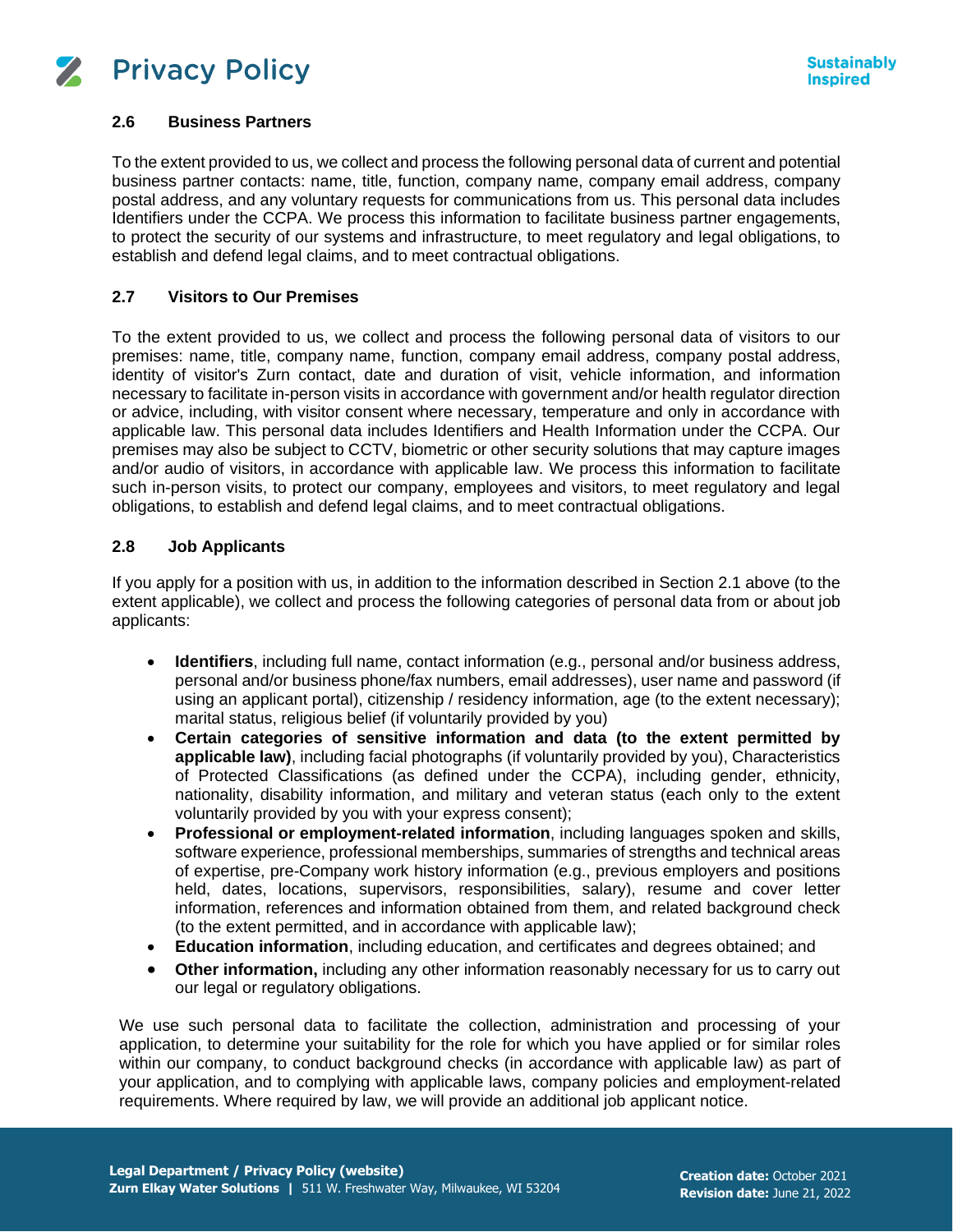### 2.6 Business Partners

To the extent provided to us, we collect and process the following personal data of current and potential business partner contacts: name, title, function, company name, company email address, company postal address, and any voluntary requests for communications from us. This personal data includes Identifiers under the CCPA. We process this information to facilitate business partner engagements, to protect the security of our systems and infrastructure, to meet regulatory and legal obligations, to establish and defend legal claims, and to meet contractual obligations.

### 2.7 Visitors to Our Premises

To the extent provided to us, we collect and process the following personal data of visitors to our premises: name, title, company name, function, company email address, company postal address, identity of visitor's Zurn contact, date and duration of visit, vehicle information, and information necessary to facilitate in-person visits in accordance with government and/or health regulator direction or advice, including, with visitor consent where necessary, temperature and only in accordance with applicable law. This personal data includes Identifiers and Health Information under the CCPA. Our premises may also be subject to CCTV, biometric or other security solutions that may capture images and/or audio of visitors, in accordance with applicable law. We process this information to facilitate such in-person visits, to protect our company, employees and visitors, to meet regulatory and legal obligations, to establish and defend legal claims, and to meet contractual obligations.

### 2.8 Job Applicants

If you apply for a position with us, in addition to the information described in Section 2.1 above (to the extent applicable), we collect and process the following categories of personal data from or about job applicants:

- **Identifiers**, including full name, contact information (e.g., personal and/or business address, personal and/or business phone/fax numbers, email addresses), user name and password (if using an applicant portal), citizenship / residency information, age (to the extent necessary); marital status, religious belief (if voluntarily provided by you)
- **Certain categories of sensitive information and data (to the extent permitted by applicable law)**, including facial photographs (if voluntarily provided by you), Characteristics of Protected Classifications (as defined under the CCPA), including gender, ethnicity, nationality, disability information, and military and veteran status (each only to the extent voluntarily provided by you with your express consent);
- **Professional or employment-related information**, including languages spoken and skills, software experience, professional memberships, summaries of strengths and technical areas of expertise, pre-Company work history information (e.g., previous employers and positions held, dates, locations, supervisors, responsibilities, salary), resume and cover letter information, references and information obtained from them, and related background check (to the extent permitted, and in accordance with applicable law);
- **Education information**, including education, and certificates and degrees obtained; and
- **Other information,** including any other information reasonably necessary for us to carry out our legal or regulatory obligations.

We use such personal data to facilitate the collection, administration and processing of your application, to determine your suitability for the role for which you have applied or for similar roles within our company, to conduct background checks (in accordance with applicable law) as part of your application, and to complying with applicable laws, company policies and employment-related requirements. Where required by law, we will provide an additional job applicant notice.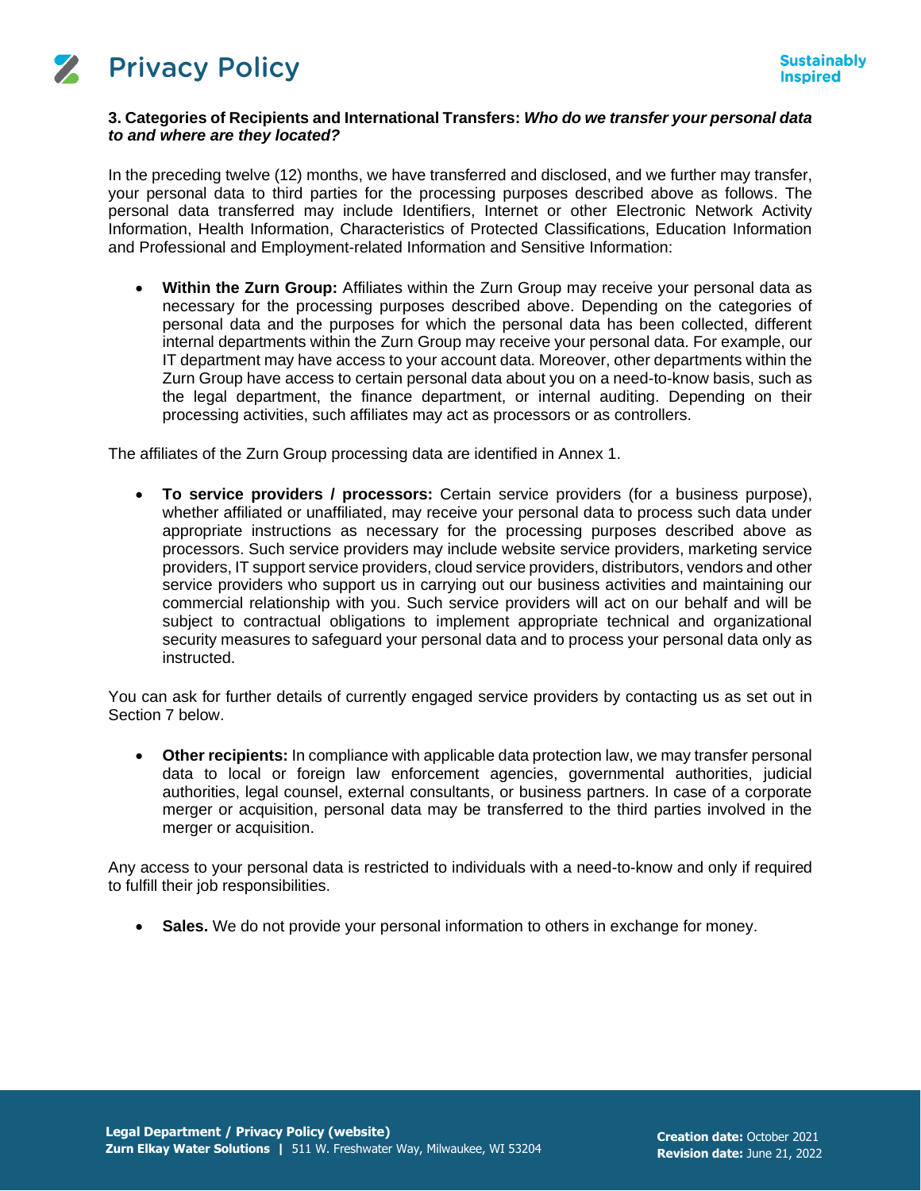**3. Categories of Recipients and International Transfers:** ***Who do we transfer your personal data to and where are they located?***

In the preceding twelve (12) months, we have transferred and disclosed, and we further may transfer, your personal data to third parties for the processing purposes described above as follows. The personal data transferred may include Identifiers, Internet or other Electronic Network Activity Information, Health Information, Characteristics of Protected Classifications, Education Information and Professional and Employment-related Information and Sensitive Information:

- **Within the Zurn Group:** Affiliates within the Zurn Group may receive your personal data as necessary for the processing purposes described above. Depending on the categories of personal data and the purposes for which the personal data has been collected, different internal departments within the Zurn Group may receive your personal data. For example, our IT department may have access to your account data. Moreover, other departments within the Zurn Group have access to certain personal data about you on a need-to-know basis, such as the legal department, the finance department, or internal auditing. Depending on their processing activities, such affiliates may act as processors or as controllers.

The affiliates of the Zurn Group processing data are identified in Annex 1.

- **To service providers / processors:** Certain service providers (for a business purpose), whether affiliated or unaffiliated, may receive your personal data to process such data under appropriate instructions as necessary for the processing purposes described above as processors. Such service providers may include website service providers, marketing service providers, IT support service providers, cloud service providers, distributors, vendors and other service providers who support us in carrying out our business activities and maintaining our commercial relationship with you. Such service providers will act on our behalf and will be subject to contractual obligations to implement appropriate technical and organizational security measures to safeguard your personal data and to process your personal data only as instructed.

You can ask for further details of currently engaged service providers by contacting us as set out in Section 7 below.

- **Other recipients:** In compliance with applicable data protection law, we may transfer personal data to local or foreign law enforcement agencies, governmental authorities, judicial authorities, legal counsel, external consultants, or business partners. In case of a corporate merger or acquisition, personal data may be transferred to the third parties involved in the merger or acquisition.

Any access to your personal data is restricted to individuals with a need-to-know and only if required to fulfill their job responsibilities.

- **Sales.** We do not provide your personal information to others in exchange for money.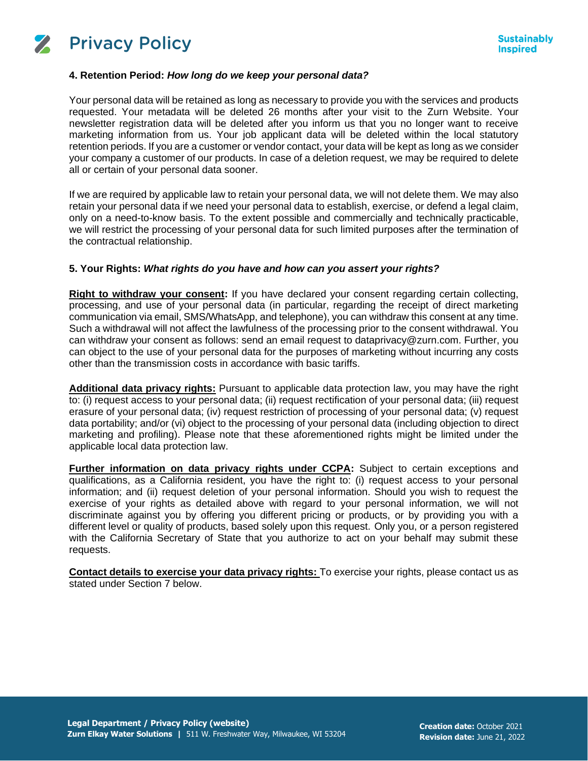### 4. Retention Period: *How long do we keep your personal data?*

Your personal data will be retained as long as necessary to provide you with the services and products requested. Your metadata will be deleted 26 months after your visit to the Zurn Website. Your newsletter registration data will be deleted after you inform us that you no longer want to receive marketing information from us. Your job applicant data will be deleted within the local statutory retention periods. If you are a customer or vendor contact, your data will be kept as long as we consider your company a customer of our products. In case of a deletion request, we may be required to delete all or certain of your personal data sooner.

If we are required by applicable law to retain your personal data, we will not delete them. We may also retain your personal data if we need your personal data to establish, exercise, or defend a legal claim, only on a need-to-know basis. To the extent possible and commercially and technically practicable, we will restrict the processing of your personal data for such limited purposes after the termination of the contractual relationship.

### 5. Your Rights: *What rights do you have and how can you assert your rights?*

**Right to withdraw your consent:** If you have declared your consent regarding certain collecting, processing, and use of your personal data (in particular, regarding the receipt of direct marketing communication via email, SMS/WhatsApp, and telephone), you can withdraw this consent at any time. Such a withdrawal will not affect the lawfulness of the processing prior to the consent withdrawal. You can withdraw your consent as follows: send an email request to dataprivacy@zurn.com. Further, you can object to the use of your personal data for the purposes of marketing without incurring any costs other than the transmission costs in accordance with basic tariffs.

**Additional data privacy rights:** Pursuant to applicable data protection law, you may have the right to: (i) request access to your personal data; (ii) request rectification of your personal data; (iii) request erasure of your personal data; (iv) request restriction of processing of your personal data; (v) request data portability; and/or (vi) object to the processing of your personal data (including objection to direct marketing and profiling). Please note that these aforementioned rights might be limited under the applicable local data protection law.

**Further information on data privacy rights under CCPA:** Subject to certain exceptions and qualifications, as a California resident, you have the right to: (i) request access to your personal information; and (ii) request deletion of your personal information. Should you wish to request the exercise of your rights as detailed above with regard to your personal information, we will not discriminate against you by offering you different pricing or products, or by providing you with a different level or quality of products, based solely upon this request. Only you, or a person registered with the California Secretary of State that you authorize to act on your behalf may submit these requests.

**Contact details to exercise your data privacy rights:** To exercise your rights, please contact us as stated under Section 7 below.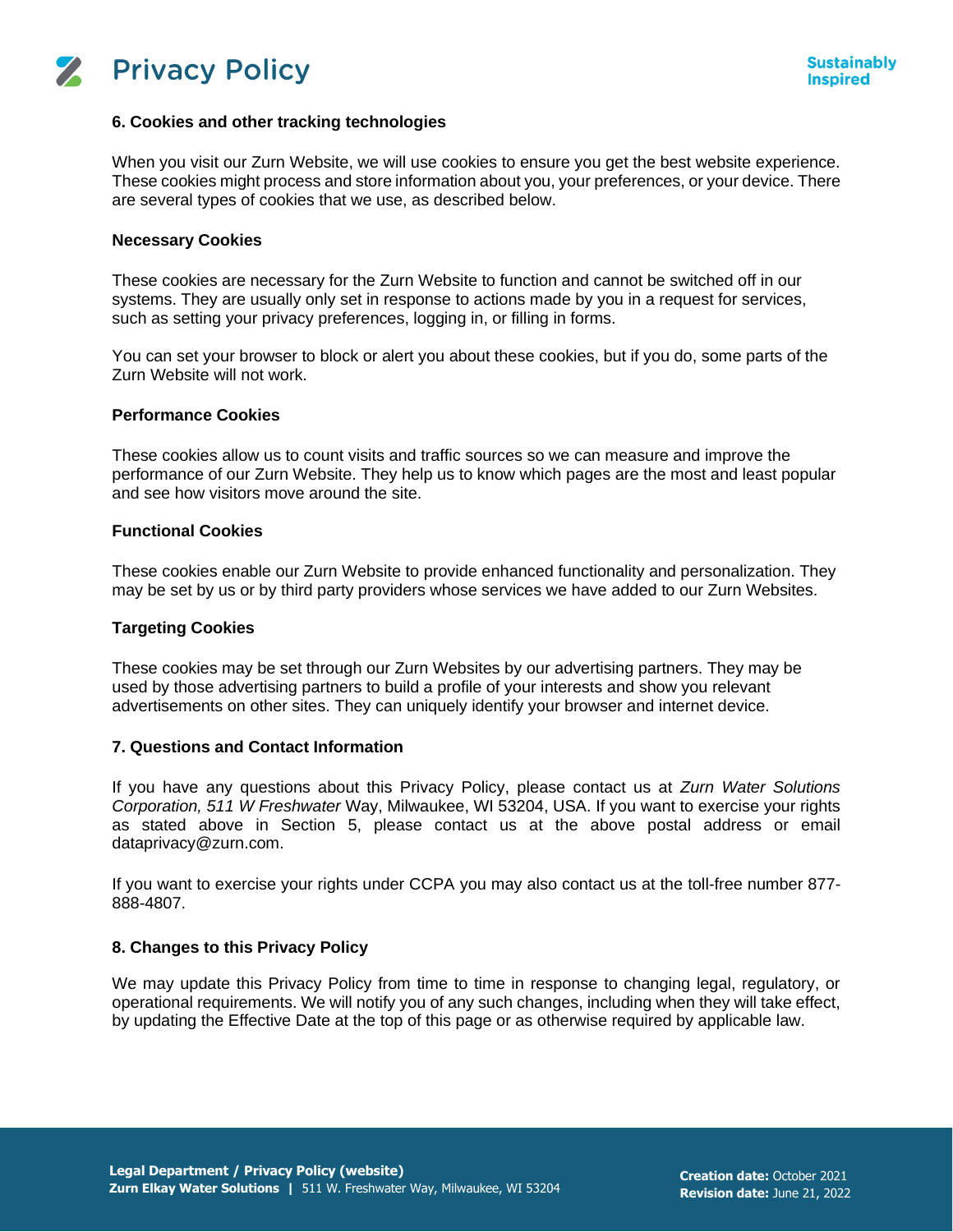## 6. Cookies and other tracking technologies

When you visit our Zurn Website, we will use cookies to ensure you get the best website experience. These cookies might process and store information about you, your preferences, or your device. There are several types of cookies that we use, as described below.

### Necessary Cookies

These cookies are necessary for the Zurn Website to function and cannot be switched off in our systems. They are usually only set in response to actions made by you in a request for services, such as setting your privacy preferences, logging in, or filling in forms.

You can set your browser to block or alert you about these cookies, but if you do, some parts of the Zurn Website will not work.

### Performance Cookies

These cookies allow us to count visits and traffic sources so we can measure and improve the performance of our Zurn Website. They help us to know which pages are the most and least popular and see how visitors move around the site.

### Functional Cookies

These cookies enable our Zurn Website to provide enhanced functionality and personalization. They may be set by us or by third party providers whose services we have added to our Zurn Websites.

### Targeting Cookies

These cookies may be set through our Zurn Websites by our advertising partners. They may be used by those advertising partners to build a profile of your interests and show you relevant advertisements on other sites. They can uniquely identify your browser and internet device.

## 7. Questions and Contact Information

If you have any questions about this Privacy Policy, please contact us at *Zurn Water Solutions Corporation, 511 W Freshwater* Way, Milwaukee, WI 53204, USA. If you want to exercise your rights as stated above in Section 5, please contact us at the above postal address or email dataprivacy@zurn.com.

If you want to exercise your rights under CCPA you may also contact us at the toll-free number 877-888-4807.

## 8. Changes to this Privacy Policy

We may update this Privacy Policy from time to time in response to changing legal, regulatory, or operational requirements. We will notify you of any such changes, including when they will take effect, by updating the Effective Date at the top of this page or as otherwise required by applicable law.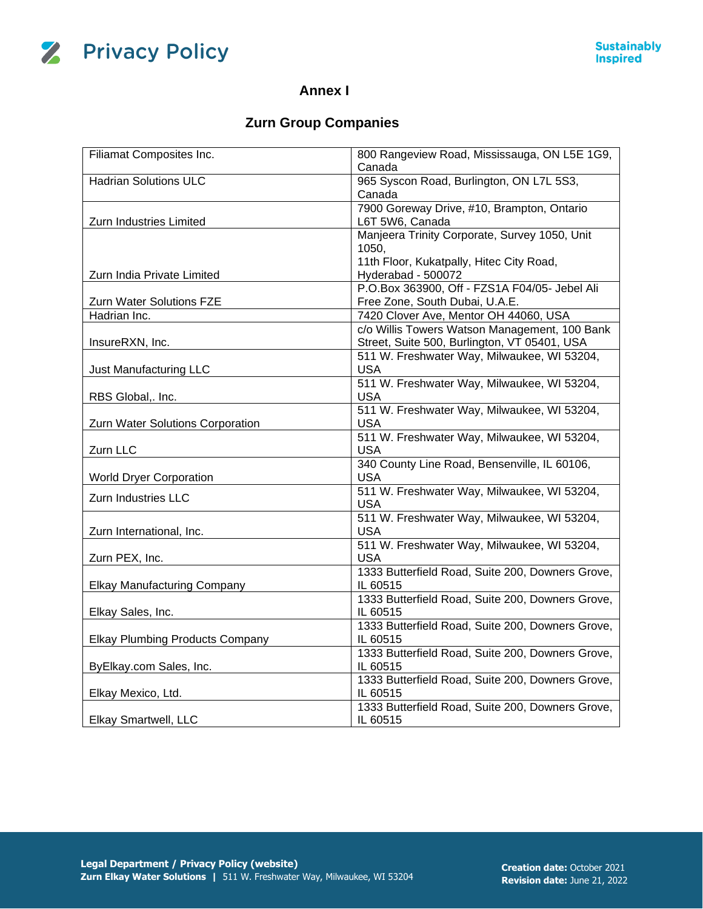## Annex I

## Zurn Group Companies

| | |
|---|---|
| Filiamat Composites Inc. | 800 Rangeview Road, Mississauga, ON L5E 1G9, Canada |
| Hadrian Solutions ULC | 965 Syscon Road, Burlington, ON L7L 5S3, Canada |
| Zurn Industries Limited | 7900 Goreway Drive, #10, Brampton, Ontario L6T 5W6, Canada |
| Zurn India Private Limited | Manjeera Trinity Corporate, Survey 1050, Unit 1050,<br>11th Floor, Kukatpally, Hitec City Road, Hyderabad - 500072 |
| Zurn Water Solutions FZE | P.O.Box 363900, Off - FZS1A F04/05- Jebel Ali Free Zone, South Dubai, U.A.E. |
| Hadrian Inc. | 7420 Clover Ave, Mentor OH 44060, USA |
| InsureRXN, Inc. | c/o Willis Towers Watson Management, 100 Bank Street, Suite 500, Burlington, VT 05401, USA |
| Just Manufacturing LLC | 511 W. Freshwater Way, Milwaukee, WI 53204, USA |
| RBS Global,. Inc. | 511 W. Freshwater Way, Milwaukee, WI 53204, USA |
| Zurn Water Solutions Corporation | 511 W. Freshwater Way, Milwaukee, WI 53204, USA |
| Zurn LLC | 511 W. Freshwater Way, Milwaukee, WI 53204, USA |
| World Dryer Corporation | 340 County Line Road, Bensenville, IL 60106, USA |
| Zurn Industries LLC | 511 W. Freshwater Way, Milwaukee, WI 53204, USA |
| Zurn International, Inc. | 511 W. Freshwater Way, Milwaukee, WI 53204, USA |
| Zurn PEX, Inc. | 511 W. Freshwater Way, Milwaukee, WI 53204, USA |
| Elkay Manufacturing Company | 1333 Butterfield Road, Suite 200, Downers Grove, IL 60515 |
| Elkay Sales, Inc. | 1333 Butterfield Road, Suite 200, Downers Grove, IL 60515 |
| Elkay Plumbing Products Company | 1333 Butterfield Road, Suite 200, Downers Grove, IL 60515 |
| ByElkay.com Sales, Inc. | 1333 Butterfield Road, Suite 200, Downers Grove, IL 60515 |
| Elkay Mexico, Ltd. | 1333 Butterfield Road, Suite 200, Downers Grove, IL 60515 |
| Elkay Smartwell, LLC | 1333 Butterfield Road, Suite 200, Downers Grove, IL 60515 |